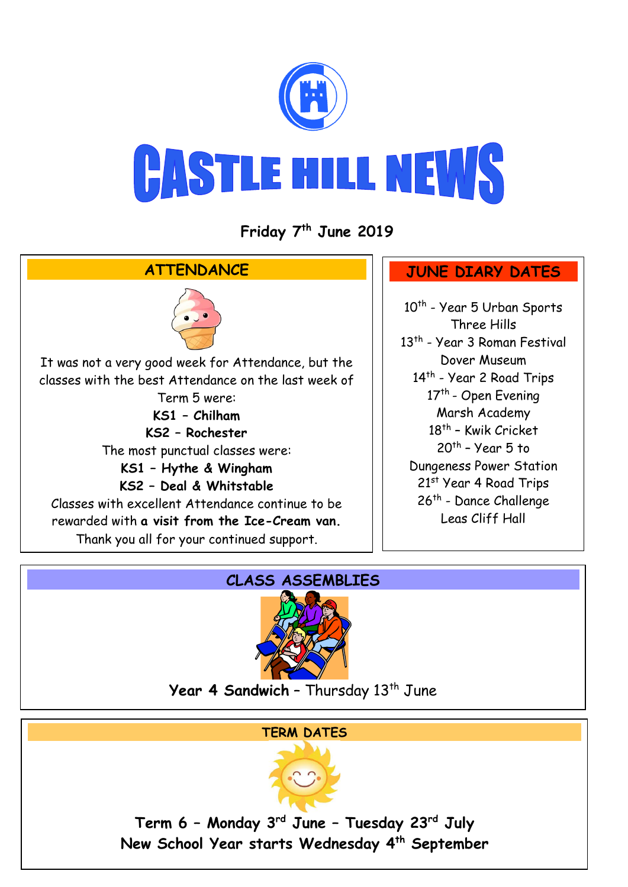# CASTLE HILL NEWS

**Friday 7th June 2019**

## ATTENDANCE

It was not a very good week for Attendance, but the classes with the best Attendance on the last week of Term 5 were:

**KS1 – Chilham**

**KS2 – Rochester**

The most punctual classes were:

**KS1 – Hythe & Wingham**

**KS2 – Deal & Whitstable**

Classes with excellent Attendance continue to be rewarded with **a visit from the Ice-Cream van.**

Thank you all for your continued support.

## JUNE DIARY DATES

10th - Year 5 Urban Sports Three Hills

13th - Year 3 Roman Festival Dover Museum

14th - Year 2 Road Trips

17th - Open Evening Marsh Academy

18th – Kwik Cricket

20th – Year 5 to Dungeness Power Station

21st Year 4 Road Trips

26th - Dance Challenge Leas Cliff Hall

## CLASS ASSEMBLIES

**Year 4 Sandwich** – Thursday 13th June

## TERM DATES

**Term 6 – Monday 3rd June – Tuesday 23rd July**

**New School Year starts Wednesday 4th September**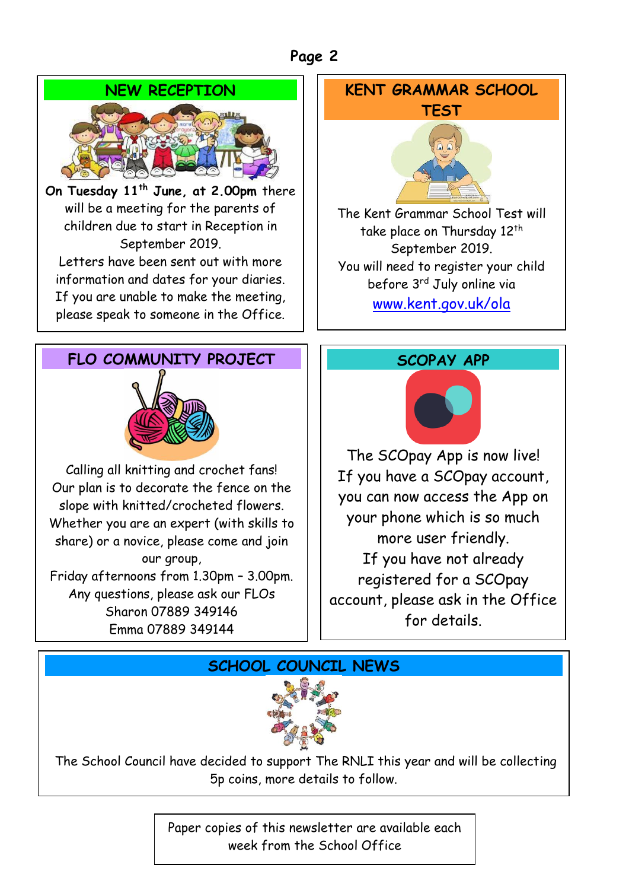## NEW RECEPTION

**On Tuesday 11th June, at 2.00pm** there will be a meeting for the parents of children due to start in Reception in September 2019.
Letters have been sent out with more information and dates for your diaries.
If you are unable to make the meeting, please speak to someone in the Office.

## KENT GRAMMAR SCHOOL TEST

The Kent Grammar School Test will take place on Thursday 12th September 2019.
You will need to register your child before 3rd July online via [www.kent.gov.uk/ola](http://www.kent.gov.uk/ola)

## FLO COMMUNITY PROJECT

Calling all knitting and crochet fans!
Our plan is to decorate the fence on the slope with knitted/crocheted flowers.
Whether you are an expert (with skills to share) or a novice, please come and join our group,
Friday afternoons from 1.30pm – 3.00pm.
Any questions, please ask our FLOs
Sharon 07889 349146
Emma 07889 349144

## SCOPAY APP

The SCOpay App is now live!
If you have a SCOpay account, you can now access the App on your phone which is so much more user friendly.
If you have not already registered for a SCOpay account, please ask in the Office for details.

## SCHOOL COUNCIL NEWS

The School Council have decided to support The RNLI this year and will be collecting 5p coins, more details to follow.

Paper copies of this newsletter are available each week from the School Office